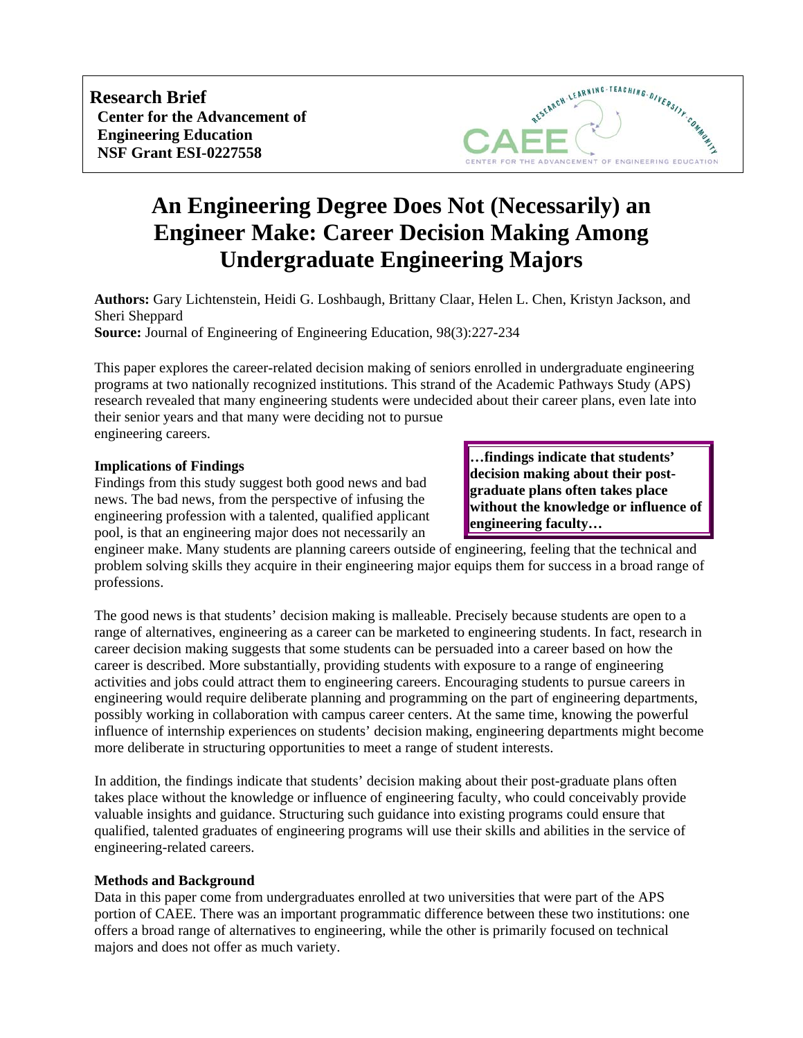**Research Brief**
**Center for the Advancement of Engineering Education**
**NSF Grant ESI-0227558**

# An Engineering Degree Does Not (Necessarily) an Engineer Make: Career Decision Making Among Undergraduate Engineering Majors

**Authors:** Gary Lichtenstein, Heidi G. Loshbaugh, Brittany Claar, Helen L. Chen, Kristyn Jackson, and Sheri Sheppard
**Source:** Journal of Engineering of Engineering Education, 98(3):227-234

This paper explores the career-related decision making of seniors enrolled in undergraduate engineering programs at two nationally recognized institutions. This strand of the Academic Pathways Study (APS) research revealed that many engineering students were undecided about their career plans, even late into their senior years and that many were deciding not to pursue engineering careers.

**…findings indicate that students' decision making about their post-graduate plans often takes place without the knowledge or influence of engineering faculty…**

### Implications of Findings

Findings from this study suggest both good news and bad news. The bad news, from the perspective of infusing the engineering profession with a talented, qualified applicant pool, is that an engineering major does not necessarily an engineer make. Many students are planning careers outside of engineering, feeling that the technical and problem solving skills they acquire in their engineering major equips them for success in a broad range of professions.

The good news is that students' decision making is malleable. Precisely because students are open to a range of alternatives, engineering as a career can be marketed to engineering students. In fact, research in career decision making suggests that some students can be persuaded into a career based on how the career is described. More substantially, providing students with exposure to a range of engineering activities and jobs could attract them to engineering careers. Encouraging students to pursue careers in engineering would require deliberate planning and programming on the part of engineering departments, possibly working in collaboration with campus career centers. At the same time, knowing the powerful influence of internship experiences on students' decision making, engineering departments might become more deliberate in structuring opportunities to meet a range of student interests.

In addition, the findings indicate that students' decision making about their post-graduate plans often takes place without the knowledge or influence of engineering faculty, who could conceivably provide valuable insights and guidance. Structuring such guidance into existing programs could ensure that qualified, talented graduates of engineering programs will use their skills and abilities in the service of engineering-related careers.

### Methods and Background

Data in this paper come from undergraduates enrolled at two universities that were part of the APS portion of CAEE. There was an important programmatic difference between these two institutions: one offers a broad range of alternatives to engineering, while the other is primarily focused on technical majors and does not offer as much variety.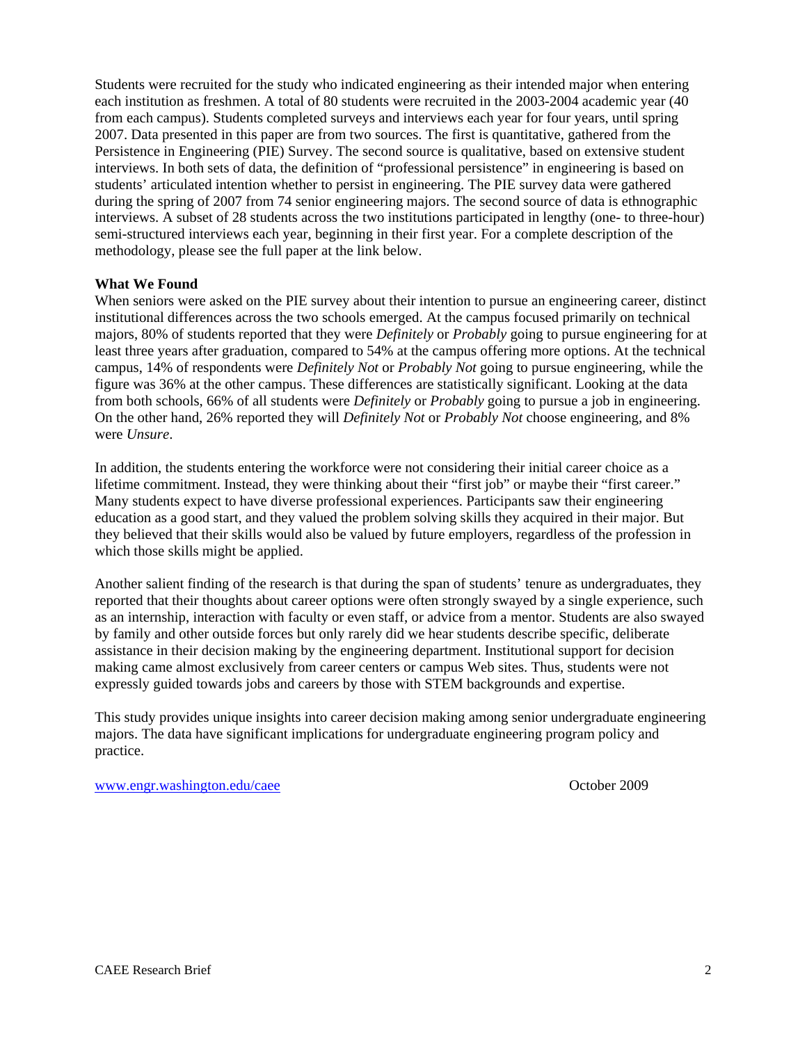Students were recruited for the study who indicated engineering as their intended major when entering each institution as freshmen. A total of 80 students were recruited in the 2003-2004 academic year (40 from each campus). Students completed surveys and interviews each year for four years, until spring 2007. Data presented in this paper are from two sources. The first is quantitative, gathered from the Persistence in Engineering (PIE) Survey. The second source is qualitative, based on extensive student interviews. In both sets of data, the definition of "professional persistence" in engineering is based on students' articulated intention whether to persist in engineering. The PIE survey data were gathered during the spring of 2007 from 74 senior engineering majors. The second source of data is ethnographic interviews. A subset of 28 students across the two institutions participated in lengthy (one- to three-hour) semi-structured interviews each year, beginning in their first year. For a complete description of the methodology, please see the full paper at the link below.

**What We Found**

When seniors were asked on the PIE survey about their intention to pursue an engineering career, distinct institutional differences across the two schools emerged. At the campus focused primarily on technical majors, 80% of students reported that they were *Definitely* or *Probably* going to pursue engineering for at least three years after graduation, compared to 54% at the campus offering more options. At the technical campus, 14% of respondents were *Definitely Not* or *Probably Not* going to pursue engineering, while the figure was 36% at the other campus. These differences are statistically significant. Looking at the data from both schools, 66% of all students were *Definitely* or *Probably* going to pursue a job in engineering. On the other hand, 26% reported they will *Definitely Not* or *Probably Not* choose engineering, and 8% were *Unsure*.

In addition, the students entering the workforce were not considering their initial career choice as a lifetime commitment. Instead, they were thinking about their "first job" or maybe their "first career." Many students expect to have diverse professional experiences. Participants saw their engineering education as a good start, and they valued the problem solving skills they acquired in their major. But they believed that their skills would also be valued by future employers, regardless of the profession in which those skills might be applied.

Another salient finding of the research is that during the span of students' tenure as undergraduates, they reported that their thoughts about career options were often strongly swayed by a single experience, such as an internship, interaction with faculty or even staff, or advice from a mentor. Students are also swayed by family and other outside forces but only rarely did we hear students describe specific, deliberate assistance in their decision making by the engineering department. Institutional support for decision making came almost exclusively from career centers or campus Web sites. Thus, students were not expressly guided towards jobs and careers by those with STEM backgrounds and expertise.

This study provides unique insights into career decision making among senior undergraduate engineering majors. The data have significant implications for undergraduate engineering program policy and practice.

[www.engr.washington.edu/caee](http://www.engr.washington.edu/caee) October 2009